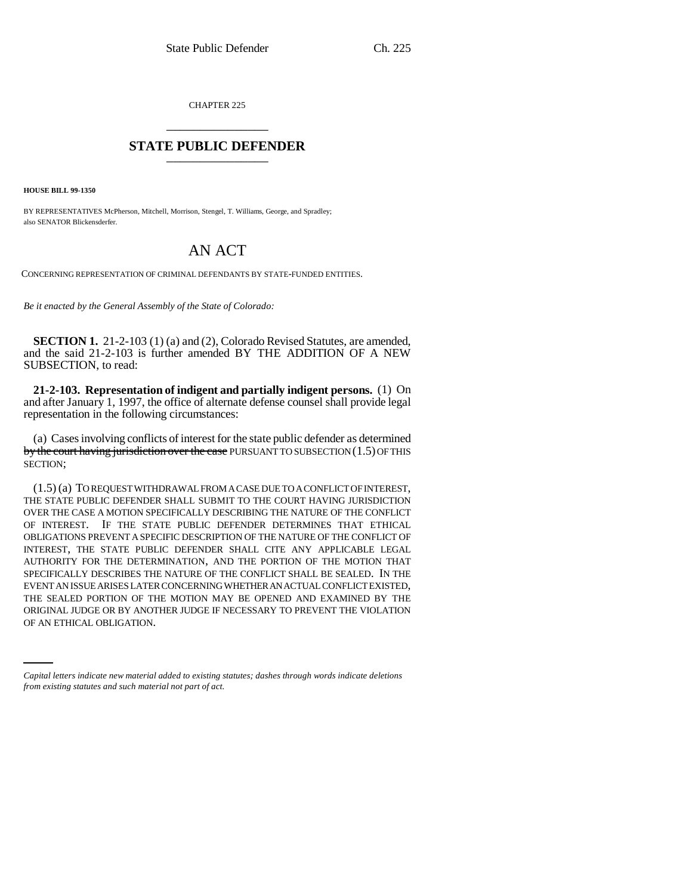CHAPTER 225

# STATE PUBLIC DEFENDER

**HOUSE BILL 99-1350**

BY REPRESENTATIVES McPherson, Mitchell, Morrison, Stengel, T. Williams, George, and Spradley;
also SENATOR Blickensderfer.

## AN ACT

CONCERNING REPRESENTATION OF CRIMINAL DEFENDANTS BY STATE-FUNDED ENTITIES.

*Be it enacted by the General Assembly of the State of Colorado:*

**SECTION 1.** 21-2-103 (1) (a) and (2), Colorado Revised Statutes, are amended, and the said 21-2-103 is further amended BY THE ADDITION OF A NEW SUBSECTION, to read:

**21-2-103. Representation of indigent and partially indigent persons.** (1) On and after January 1, 1997, the office of alternate defense counsel shall provide legal representation in the following circumstances:

(a) Cases involving conflicts of interest for the state public defender as determined ~~by the court having jurisdiction over the case~~ PURSUANT TO SUBSECTION (1.5) OF THIS SECTION;

(1.5) (a) TO REQUEST WITHDRAWAL FROM A CASE DUE TO A CONFLICT OF INTEREST, THE STATE PUBLIC DEFENDER SHALL SUBMIT TO THE COURT HAVING JURISDICTION OVER THE CASE A MOTION SPECIFICALLY DESCRIBING THE NATURE OF THE CONFLICT OF INTEREST. IF THE STATE PUBLIC DEFENDER DETERMINES THAT ETHICAL OBLIGATIONS PREVENT A SPECIFIC DESCRIPTION OF THE NATURE OF THE CONFLICT OF INTEREST, THE STATE PUBLIC DEFENDER SHALL CITE ANY APPLICABLE LEGAL AUTHORITY FOR THE DETERMINATION, AND THE PORTION OF THE MOTION THAT SPECIFICALLY DESCRIBES THE NATURE OF THE CONFLICT SHALL BE SEALED. IN THE EVENT AN ISSUE ARISES LATER CONCERNING WHETHER AN ACTUAL CONFLICT EXISTED, THE SEALED PORTION OF THE MOTION MAY BE OPENED AND EXAMINED BY THE ORIGINAL JUDGE OR BY ANOTHER JUDGE IF NECESSARY TO PREVENT THE VIOLATION OF AN ETHICAL OBLIGATION.

*Capital letters indicate new material added to existing statutes; dashes through words indicate deletions from existing statutes and such material not part of act.*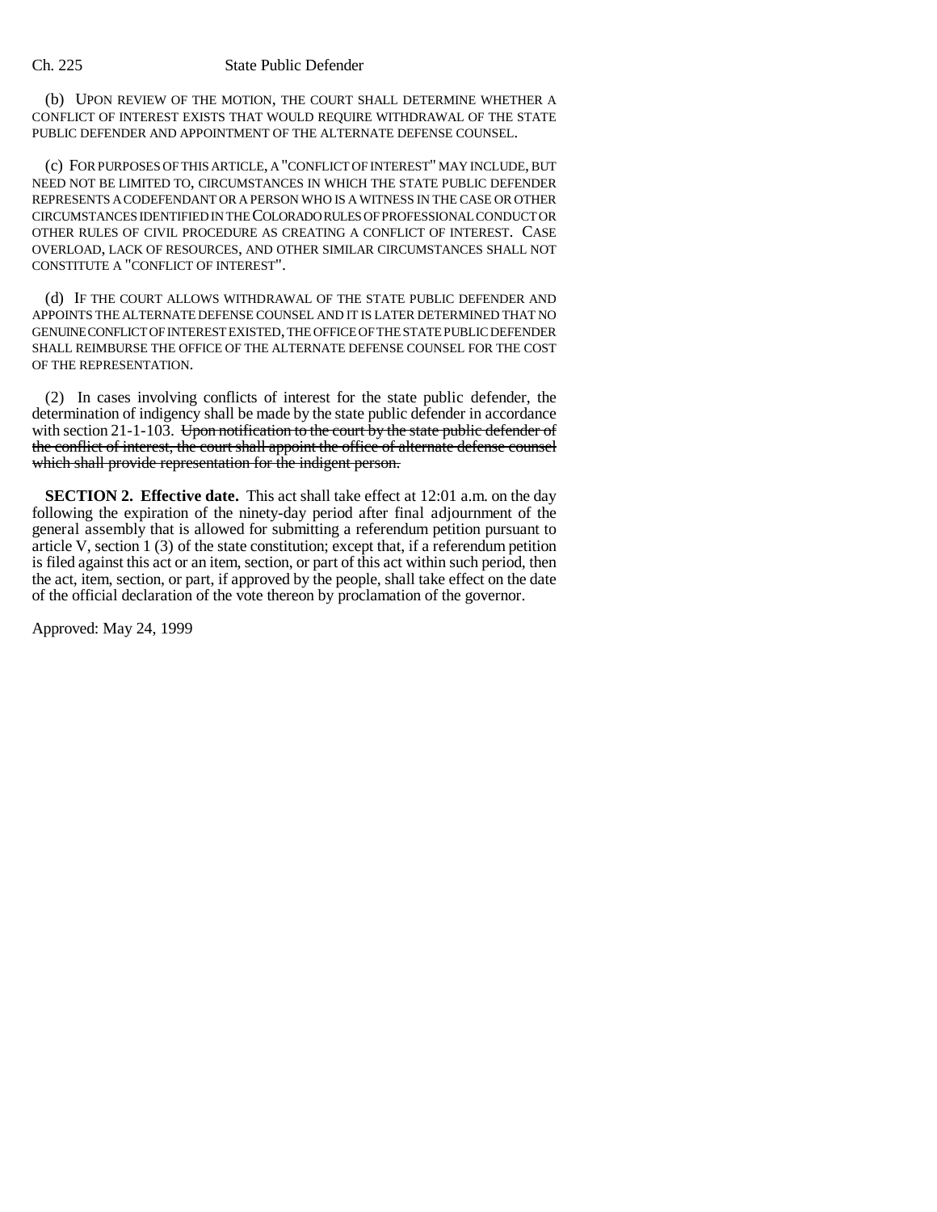(b) UPON REVIEW OF THE MOTION, THE COURT SHALL DETERMINE WHETHER A CONFLICT OF INTEREST EXISTS THAT WOULD REQUIRE WITHDRAWAL OF THE STATE PUBLIC DEFENDER AND APPOINTMENT OF THE ALTERNATE DEFENSE COUNSEL.

(c) FOR PURPOSES OF THIS ARTICLE, A "CONFLICT OF INTEREST" MAY INCLUDE, BUT NEED NOT BE LIMITED TO, CIRCUMSTANCES IN WHICH THE STATE PUBLIC DEFENDER REPRESENTS A CODEFENDANT OR A PERSON WHO IS A WITNESS IN THE CASE OR OTHER CIRCUMSTANCES IDENTIFIED IN THE COLORADO RULES OF PROFESSIONAL CONDUCT OR OTHER RULES OF CIVIL PROCEDURE AS CREATING A CONFLICT OF INTEREST. CASE OVERLOAD, LACK OF RESOURCES, AND OTHER SIMILAR CIRCUMSTANCES SHALL NOT CONSTITUTE A "CONFLICT OF INTEREST".

(d) IF THE COURT ALLOWS WITHDRAWAL OF THE STATE PUBLIC DEFENDER AND APPOINTS THE ALTERNATE DEFENSE COUNSEL AND IT IS LATER DETERMINED THAT NO GENUINE CONFLICT OF INTEREST EXISTED, THE OFFICE OF THE STATE PUBLIC DEFENDER SHALL REIMBURSE THE OFFICE OF THE ALTERNATE DEFENSE COUNSEL FOR THE COST OF THE REPRESENTATION.

(2) In cases involving conflicts of interest for the state public defender, the determination of indigency shall be made by the state public defender in accordance with section 21-1-103. ~~Upon notification to the court by the state public defender of the conflict of interest, the court shall appoint the office of alternate defense counsel which shall provide representation for the indigent person.~~

**SECTION 2. Effective date.** This act shall take effect at 12:01 a.m. on the day following the expiration of the ninety-day period after final adjournment of the general assembly that is allowed for submitting a referendum petition pursuant to article V, section 1 (3) of the state constitution; except that, if a referendum petition is filed against this act or an item, section, or part of this act within such period, then the act, item, section, or part, if approved by the people, shall take effect on the date of the official declaration of the vote thereon by proclamation of the governor.

Approved: May 24, 1999